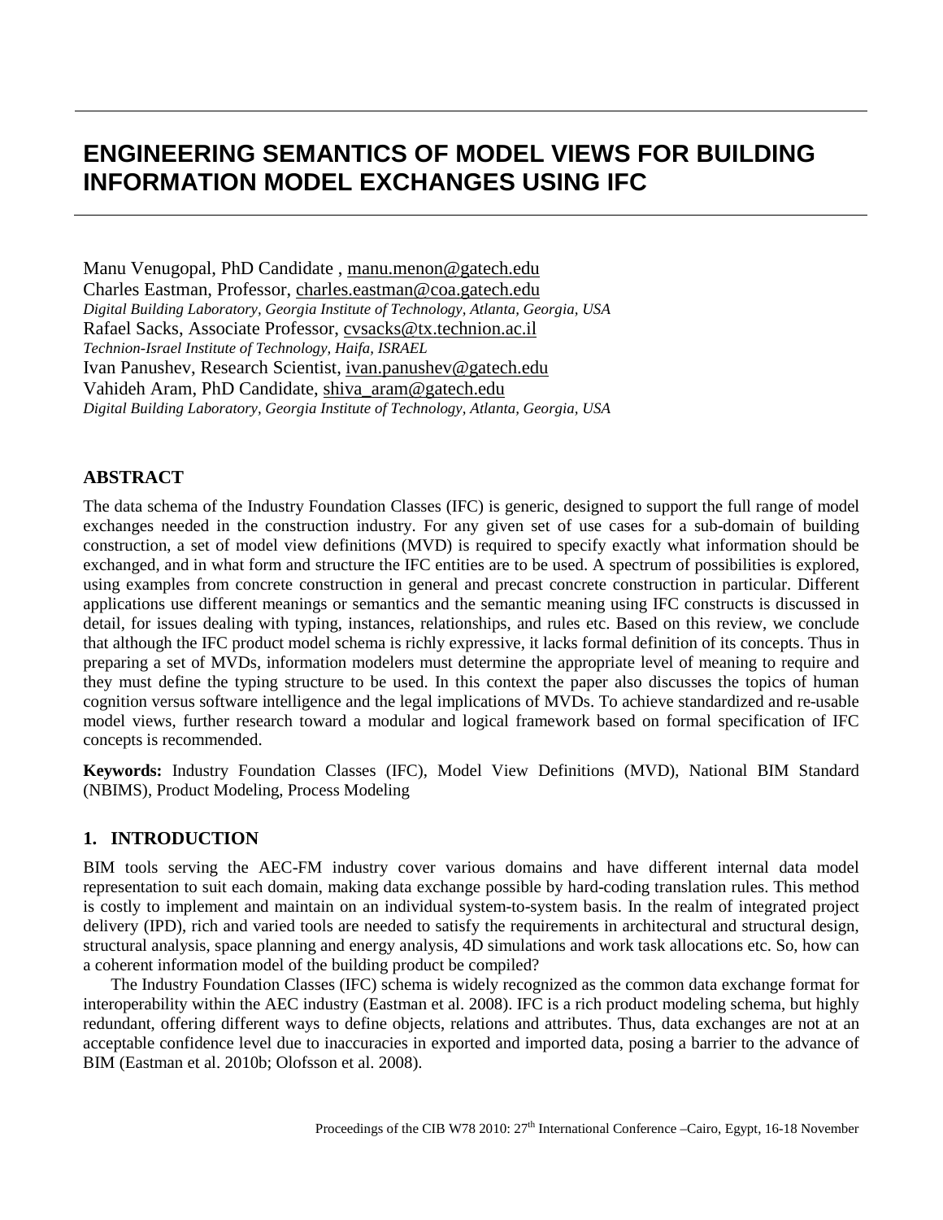# ENGINEERING SEMANTICS OF MODEL VIEWS FOR BUILDING INFORMATION MODEL EXCHANGES USING IFC

Manu Venugopal, PhD Candidate , manu.menon@gatech.edu
Charles Eastman, Professor, charles.eastman@coa.gatech.edu
*Digital Building Laboratory, Georgia Institute of Technology, Atlanta, Georgia, USA*
Rafael Sacks, Associate Professor, cvsacks@tx.technion.ac.il
*Technion-Israel Institute of Technology, Haifa, ISRAEL*
Ivan Panushev, Research Scientist, ivan.panushev@gatech.edu
Vahideh Aram, PhD Candidate, shiva_aram@gatech.edu
*Digital Building Laboratory, Georgia Institute of Technology, Atlanta, Georgia, USA*

## ABSTRACT

The data schema of the Industry Foundation Classes (IFC) is generic, designed to support the full range of model exchanges needed in the construction industry. For any given set of use cases for a sub-domain of building construction, a set of model view definitions (MVD) is required to specify exactly what information should be exchanged, and in what form and structure the IFC entities are to be used. A spectrum of possibilities is explored, using examples from concrete construction in general and precast concrete construction in particular. Different applications use different meanings or semantics and the semantic meaning using IFC constructs is discussed in detail, for issues dealing with typing, instances, relationships, and rules etc. Based on this review, we conclude that although the IFC product model schema is richly expressive, it lacks formal definition of its concepts. Thus in preparing a set of MVDs, information modelers must determine the appropriate level of meaning to require and they must define the typing structure to be used. In this context the paper also discusses the topics of human cognition versus software intelligence and the legal implications of MVDs. To achieve standardized and re-usable model views, further research toward a modular and logical framework based on formal specification of IFC concepts is recommended.

**Keywords:** Industry Foundation Classes (IFC), Model View Definitions (MVD), National BIM Standard (NBIMS), Product Modeling, Process Modeling

## 1. INTRODUCTION

BIM tools serving the AEC-FM industry cover various domains and have different internal data model representation to suit each domain, making data exchange possible by hard-coding translation rules. This method is costly to implement and maintain on an individual system-to-system basis. In the realm of integrated project delivery (IPD), rich and varied tools are needed to satisfy the requirements in architectural and structural design, structural analysis, space planning and energy analysis, 4D simulations and work task allocations etc. So, how can a coherent information model of the building product be compiled?

The Industry Foundation Classes (IFC) schema is widely recognized as the common data exchange format for interoperability within the AEC industry (Eastman et al. 2008). IFC is a rich product modeling schema, but highly redundant, offering different ways to define objects, relations and attributes. Thus, data exchanges are not at an acceptable confidence level due to inaccuracies in exported and imported data, posing a barrier to the advance of BIM (Eastman et al. 2010b; Olofsson et al. 2008).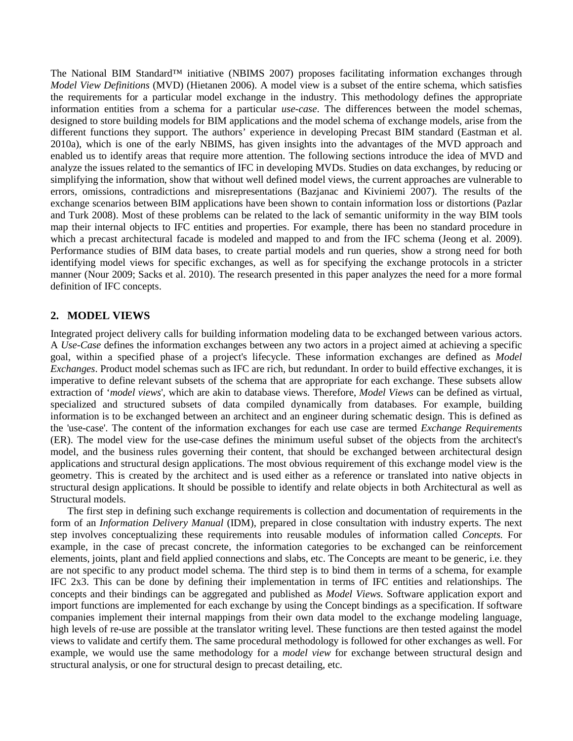The National BIM Standard™ initiative (NBIMS 2007) proposes facilitating information exchanges through *Model View Definitions* (MVD) (Hietanen 2006). A model view is a subset of the entire schema, which satisfies the requirements for a particular model exchange in the industry. This methodology defines the appropriate information entities from a schema for a particular *use-case*. The differences between the model schemas, designed to store building models for BIM applications and the model schema of exchange models, arise from the different functions they support. The authors' experience in developing Precast BIM standard (Eastman et al. 2010a), which is one of the early NBIMS, has given insights into the advantages of the MVD approach and enabled us to identify areas that require more attention. The following sections introduce the idea of MVD and analyze the issues related to the semantics of IFC in developing MVDs. Studies on data exchanges, by reducing or simplifying the information, show that without well defined model views, the current approaches are vulnerable to errors, omissions, contradictions and misrepresentations (Bazjanac and Kiviniemi 2007). The results of the exchange scenarios between BIM applications have been shown to contain information loss or distortions (Pazlar and Turk 2008). Most of these problems can be related to the lack of semantic uniformity in the way BIM tools map their internal objects to IFC entities and properties. For example, there has been no standard procedure in which a precast architectural facade is modeled and mapped to and from the IFC schema (Jeong et al. 2009). Performance studies of BIM data bases, to create partial models and run queries, show a strong need for both identifying model views for specific exchanges, as well as for specifying the exchange protocols in a stricter manner (Nour 2009; Sacks et al. 2010). The research presented in this paper analyzes the need for a more formal definition of IFC concepts.

## 2. MODEL VIEWS

Integrated project delivery calls for building information modeling data to be exchanged between various actors. A *Use-Case* defines the information exchanges between any two actors in a project aimed at achieving a specific goal, within a specified phase of a project's lifecycle. These information exchanges are defined as *Model Exchanges*. Product model schemas such as IFC are rich, but redundant. In order to build effective exchanges, it is imperative to define relevant subsets of the schema that are appropriate for each exchange. These subsets allow extraction of '*model views*', which are akin to database views. Therefore, *Model Views* can be defined as virtual, specialized and structured subsets of data compiled dynamically from databases. For example, building information is to be exchanged between an architect and an engineer during schematic design. This is defined as the 'use-case'. The content of the information exchanges for each use case are termed *Exchange Requirements* (ER). The model view for the use-case defines the minimum useful subset of the objects from the architect's model, and the business rules governing their content, that should be exchanged between architectural design applications and structural design applications. The most obvious requirement of this exchange model view is the geometry. This is created by the architect and is used either as a reference or translated into native objects in structural design applications. It should be possible to identify and relate objects in both Architectural as well as Structural models.

The first step in defining such exchange requirements is collection and documentation of requirements in the form of an *Information Delivery Manual* (IDM), prepared in close consultation with industry experts. The next step involves conceptualizing these requirements into reusable modules of information called *Concepts.* For example, in the case of precast concrete, the information categories to be exchanged can be reinforcement elements, joints, plant and field applied connections and slabs, etc. The Concepts are meant to be generic, i.e. they are not specific to any product model schema. The third step is to bind them in terms of a schema, for example IFC 2x3. This can be done by defining their implementation in terms of IFC entities and relationships. The concepts and their bindings can be aggregated and published as *Model Views.* Software application export and import functions are implemented for each exchange by using the Concept bindings as a specification. If software companies implement their internal mappings from their own data model to the exchange modeling language, high levels of re-use are possible at the translator writing level. These functions are then tested against the model views to validate and certify them. The same procedural methodology is followed for other exchanges as well. For example, we would use the same methodology for a *model view* for exchange between structural design and structural analysis, or one for structural design to precast detailing, etc.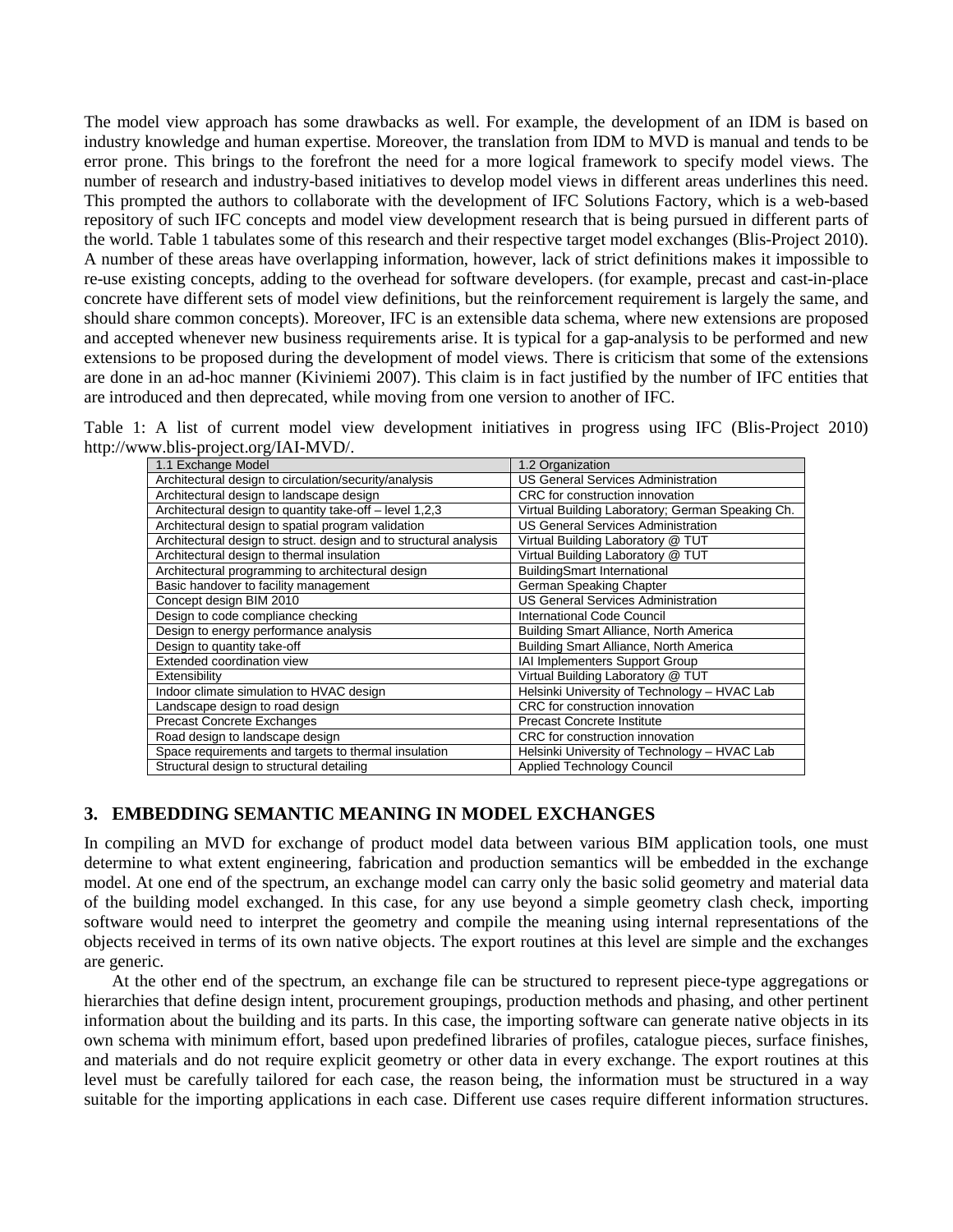The model view approach has some drawbacks as well. For example, the development of an IDM is based on industry knowledge and human expertise. Moreover, the translation from IDM to MVD is manual and tends to be error prone. This brings to the forefront the need for a more logical framework to specify model views. The number of research and industry-based initiatives to develop model views in different areas underlines this need. This prompted the authors to collaborate with the development of IFC Solutions Factory, which is a web-based repository of such IFC concepts and model view development research that is being pursued in different parts of the world. Table 1 tabulates some of this research and their respective target model exchanges (Blis-Project 2010). A number of these areas have overlapping information, however, lack of strict definitions makes it impossible to re-use existing concepts, adding to the overhead for software developers. (for example, precast and cast-in-place concrete have different sets of model view definitions, but the reinforcement requirement is largely the same, and should share common concepts). Moreover, IFC is an extensible data schema, where new extensions are proposed and accepted whenever new business requirements arise. It is typical for a gap-analysis to be performed and new extensions to be proposed during the development of model views. There is criticism that some of the extensions are done in an ad-hoc manner (Kiviniemi 2007). This claim is in fact justified by the number of IFC entities that are introduced and then deprecated, while moving from one version to another of IFC.

Table 1: A list of current model view development initiatives in progress using IFC (Blis-Project 2010) http://www.blis-project.org/IAI-MVD/.

| 1.1 Exchange Model | 1.2 Organization |
|---|---|
| Architectural design to circulation/security/analysis | US General Services Administration |
| Architectural design to landscape design | CRC for construction innovation |
| Architectural design to quantity take-off – level 1,2,3 | Virtual Building Laboratory; German Speaking Ch. |
| Architectural design to spatial program validation | US General Services Administration |
| Architectural design to struct. design and to structural analysis | Virtual Building Laboratory @ TUT |
| Architectural design to thermal insulation | Virtual Building Laboratory @ TUT |
| Architectural programming to architectural design | BuildingSmart International |
| Basic handover to facility management | German Speaking Chapter |
| Concept design BIM 2010 | US General Services Administration |
| Design to code compliance checking | International Code Council |
| Design to energy performance analysis | Building Smart Alliance, North America |
| Design to quantity take-off | Building Smart Alliance, North America |
| Extended coordination view | IAI Implementers Support Group |
| Extensibility | Virtual Building Laboratory @ TUT |
| Indoor climate simulation to HVAC design | Helsinki University of Technology – HVAC Lab |
| Landscape design to road design | CRC for construction innovation |
| Precast Concrete Exchanges | Precast Concrete Institute |
| Road design to landscape design | CRC for construction innovation |
| Space requirements and targets to thermal insulation | Helsinki University of Technology – HVAC Lab |
| Structural design to structural detailing | Applied Technology Council |

## 3. EMBEDDING SEMANTIC MEANING IN MODEL EXCHANGES

In compiling an MVD for exchange of product model data between various BIM application tools, one must determine to what extent engineering, fabrication and production semantics will be embedded in the exchange model. At one end of the spectrum, an exchange model can carry only the basic solid geometry and material data of the building model exchanged. In this case, for any use beyond a simple geometry clash check, importing software would need to interpret the geometry and compile the meaning using internal representations of the objects received in terms of its own native objects. The export routines at this level are simple and the exchanges are generic.

At the other end of the spectrum, an exchange file can be structured to represent piece-type aggregations or hierarchies that define design intent, procurement groupings, production methods and phasing, and other pertinent information about the building and its parts. In this case, the importing software can generate native objects in its own schema with minimum effort, based upon predefined libraries of profiles, catalogue pieces, surface finishes, and materials and do not require explicit geometry or other data in every exchange. The export routines at this level must be carefully tailored for each case, the reason being, the information must be structured in a way suitable for the importing applications in each case. Different use cases require different information structures.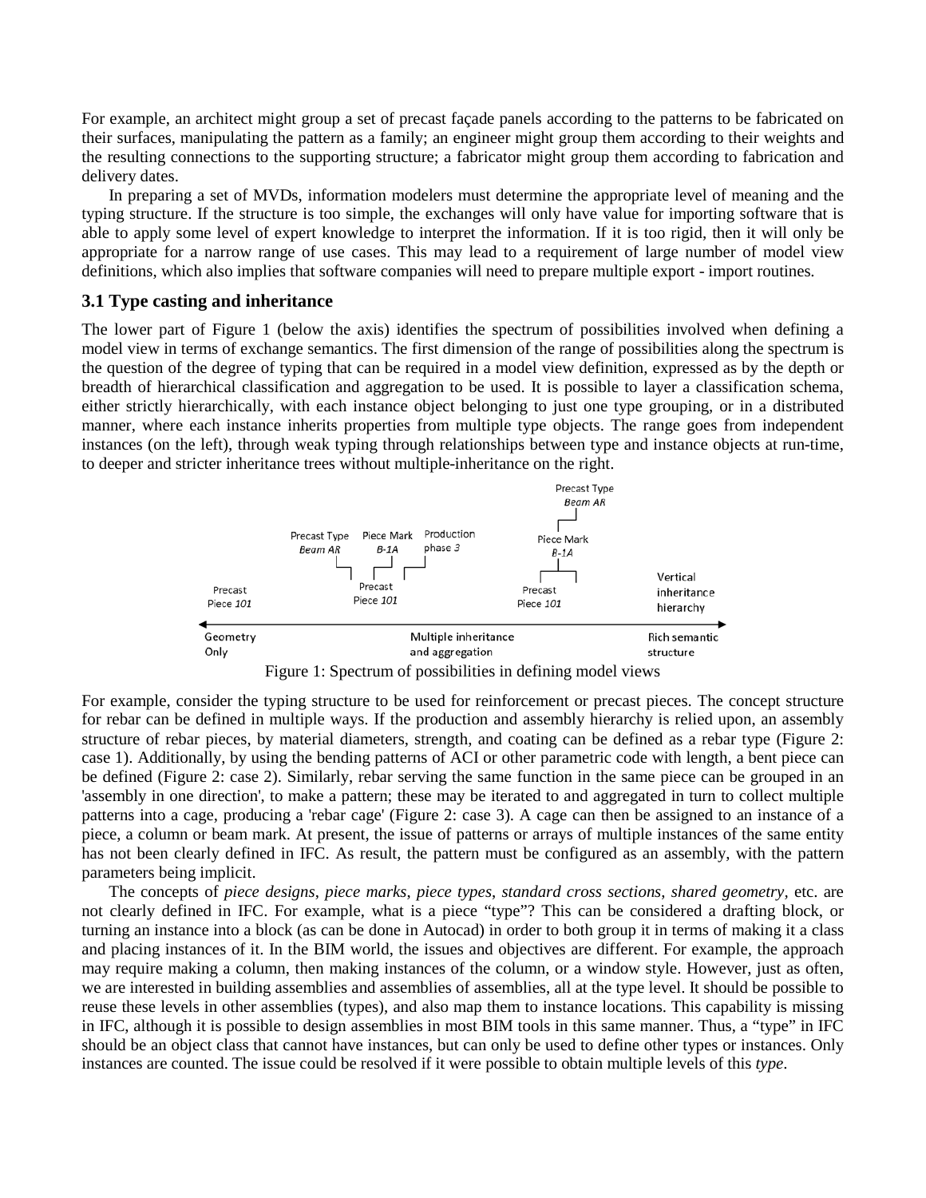For example, an architect might group a set of precast façade panels according to the patterns to be fabricated on their surfaces, manipulating the pattern as a family; an engineer might group them according to their weights and the resulting connections to the supporting structure; a fabricator might group them according to fabrication and delivery dates.

In preparing a set of MVDs, information modelers must determine the appropriate level of meaning and the typing structure. If the structure is too simple, the exchanges will only have value for importing software that is able to apply some level of expert knowledge to interpret the information. If it is too rigid, then it will only be appropriate for a narrow range of use cases. This may lead to a requirement of large number of model view definitions, which also implies that software companies will need to prepare multiple export - import routines.

### 3.1 Type casting and inheritance

The lower part of Figure 1 (below the axis) identifies the spectrum of possibilities involved when defining a model view in terms of exchange semantics. The first dimension of the range of possibilities along the spectrum is the question of the degree of typing that can be required in a model view definition, expressed as by the depth or breadth of hierarchical classification and aggregation to be used. It is possible to layer a classification schema, either strictly hierarchically, with each instance object belonging to just one type grouping, or in a distributed manner, where each instance inherits properties from multiple type objects. The range goes from independent instances (on the left), through weak typing through relationships between type and instance objects at run-time, to deeper and stricter inheritance trees without multiple-inheritance on the right.

Figure 1: Spectrum of possibilities in defining model views

For example, consider the typing structure to be used for reinforcement or precast pieces. The concept structure for rebar can be defined in multiple ways. If the production and assembly hierarchy is relied upon, an assembly structure of rebar pieces, by material diameters, strength, and coating can be defined as a rebar type (Figure 2: case 1). Additionally, by using the bending patterns of ACI or other parametric code with length, a bent piece can be defined (Figure 2: case 2). Similarly, rebar serving the same function in the same piece can be grouped in an 'assembly in one direction', to make a pattern; these may be iterated to and aggregated in turn to collect multiple patterns into a cage, producing a 'rebar cage' (Figure 2: case 3). A cage can then be assigned to an instance of a piece, a column or beam mark. At present, the issue of patterns or arrays of multiple instances of the same entity has not been clearly defined in IFC. As result, the pattern must be configured as an assembly, with the pattern parameters being implicit.

The concepts of *piece designs*, *piece marks*, *piece types*, *standard cross sections*, *shared geometry*, etc. are not clearly defined in IFC. For example, what is a piece "type"? This can be considered a drafting block, or turning an instance into a block (as can be done in Autocad) in order to both group it in terms of making it a class and placing instances of it. In the BIM world, the issues and objectives are different. For example, the approach may require making a column, then making instances of the column, or a window style. However, just as often, we are interested in building assemblies and assemblies of assemblies, all at the type level. It should be possible to reuse these levels in other assemblies (types), and also map them to instance locations. This capability is missing in IFC, although it is possible to design assemblies in most BIM tools in this same manner. Thus, a "type" in IFC should be an object class that cannot have instances, but can only be used to define other types or instances. Only instances are counted. The issue could be resolved if it were possible to obtain multiple levels of this *type*.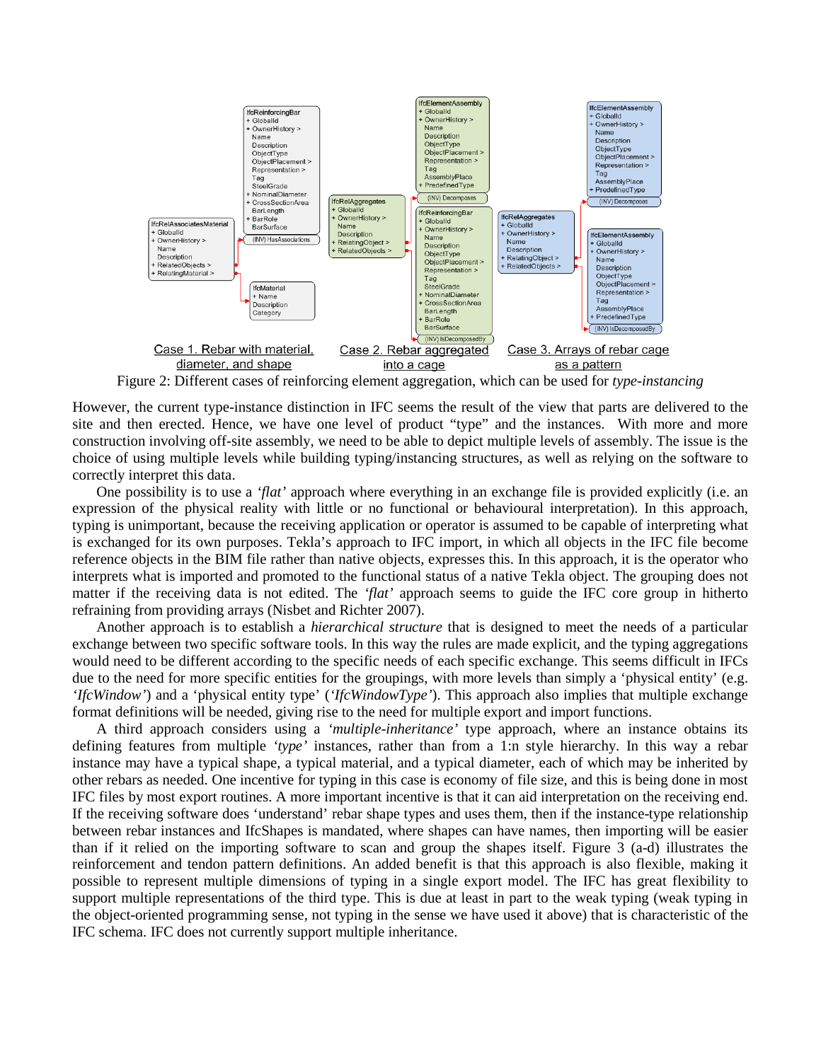Case 1. Rebar with material, diameter, and shape

Case 2. Rebar aggregated into a cage

Case 3. Arrays of rebar cage as a pattern

Figure 2: Different cases of reinforcing element aggregation, which can be used for *type-instancing*

However, the current type-instance distinction in IFC seems the result of the view that parts are delivered to the site and then erected. Hence, we have one level of product "type" and the instances. With more and more construction involving off-site assembly, we need to be able to depict multiple levels of assembly. The issue is the choice of using multiple levels while building typing/instancing structures, as well as relying on the software to correctly interpret this data.

One possibility is to use a *'flat'* approach where everything in an exchange file is provided explicitly (i.e. an expression of the physical reality with little or no functional or behavioural interpretation). In this approach, typing is unimportant, because the receiving application or operator is assumed to be capable of interpreting what is exchanged for its own purposes. Tekla's approach to IFC import, in which all objects in the IFC file become reference objects in the BIM file rather than native objects, expresses this. In this approach, it is the operator who interprets what is imported and promoted to the functional status of a native Tekla object. The grouping does not matter if the receiving data is not edited. The *'flat'* approach seems to guide the IFC core group in hitherto refraining from providing arrays (Nisbet and Richter 2007).

Another approach is to establish a *hierarchical structure* that is designed to meet the needs of a particular exchange between two specific software tools. In this way the rules are made explicit, and the typing aggregations would need to be different according to the specific needs of each specific exchange. This seems difficult in IFCs due to the need for more specific entities for the groupings, with more levels than simply a 'physical entity' (e.g. *'IfcWindow'*) and a 'physical entity type' (*'IfcWindowType'*). This approach also implies that multiple exchange format definitions will be needed, giving rise to the need for multiple export and import functions.

A third approach considers using a *'multiple-inheritance'* type approach, where an instance obtains its defining features from multiple *'type'* instances, rather than from a 1:n style hierarchy. In this way a rebar instance may have a typical shape, a typical material, and a typical diameter, each of which may be inherited by other rebars as needed. One incentive for typing in this case is economy of file size, and this is being done in most IFC files by most export routines. A more important incentive is that it can aid interpretation on the receiving end. If the receiving software does 'understand' rebar shape types and uses them, then if the instance-type relationship between rebar instances and IfcShapes is mandated, where shapes can have names, then importing will be easier than if it relied on the importing software to scan and group the shapes itself. Figure 3 (a-d) illustrates the reinforcement and tendon pattern definitions. An added benefit is that this approach is also flexible, making it possible to represent multiple dimensions of typing in a single export model. The IFC has great flexibility to support multiple representations of the third type. This is due at least in part to the weak typing (weak typing in the object-oriented programming sense, not typing in the sense we have used it above) that is characteristic of the IFC schema. IFC does not currently support multiple inheritance.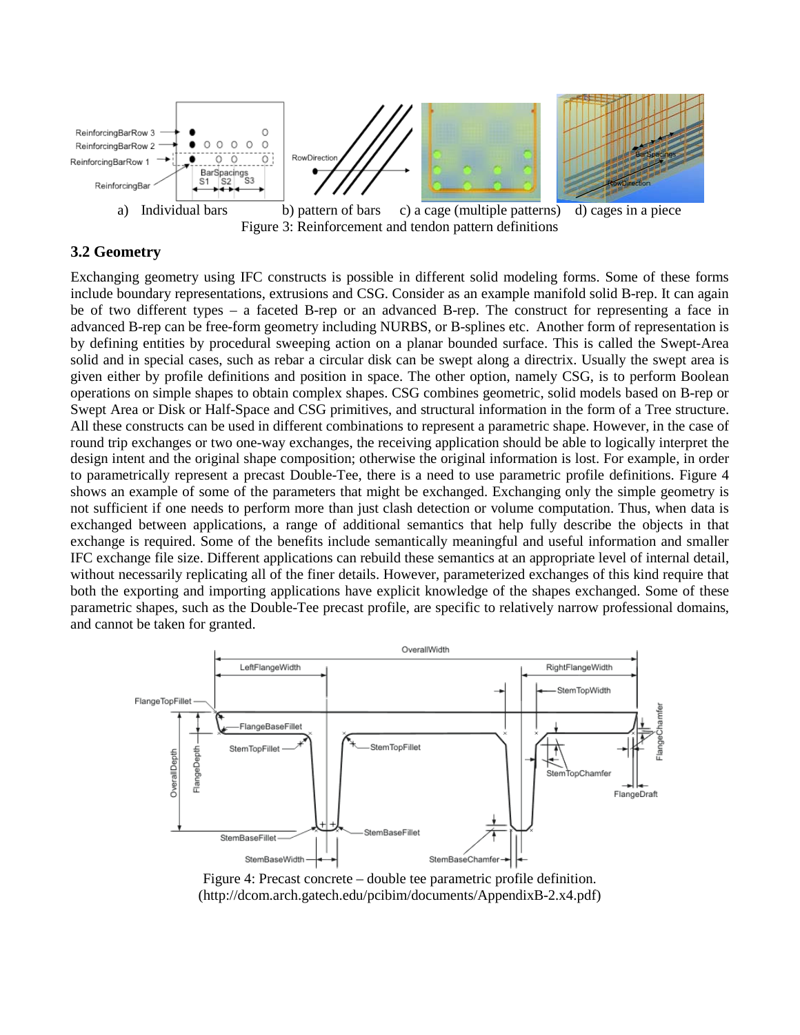a) Individual bars b) pattern of bars c) a cage (multiple patterns) d) cages in a piece

Figure 3: Reinforcement and tendon pattern definitions

### 3.2 Geometry

Exchanging geometry using IFC constructs is possible in different solid modeling forms. Some of these forms include boundary representations, extrusions and CSG. Consider as an example manifold solid B-rep. It can again be of two different types – a faceted B-rep or an advanced B-rep. The construct for representing a face in advanced B-rep can be free-form geometry including NURBS, or B-splines etc. Another form of representation is by defining entities by procedural sweeping action on a planar bounded surface. This is called the Swept-Area solid and in special cases, such as rebar a circular disk can be swept along a directrix. Usually the swept area is given either by profile definitions and position in space. The other option, namely CSG, is to perform Boolean operations on simple shapes to obtain complex shapes. CSG combines geometric, solid models based on B-rep or Swept Area or Disk or Half-Space and CSG primitives, and structural information in the form of a Tree structure. All these constructs can be used in different combinations to represent a parametric shape. However, in the case of round trip exchanges or two one-way exchanges, the receiving application should be able to logically interpret the design intent and the original shape composition; otherwise the original information is lost. For example, in order to parametrically represent a precast Double-Tee, there is a need to use parametric profile definitions. Figure 4 shows an example of some of the parameters that might be exchanged. Exchanging only the simple geometry is not sufficient if one needs to perform more than just clash detection or volume computation. Thus, when data is exchanged between applications, a range of additional semantics that help fully describe the objects in that exchange is required. Some of the benefits include semantically meaningful and useful information and smaller IFC exchange file size. Different applications can rebuild these semantics at an appropriate level of internal detail, without necessarily replicating all of the finer details. However, parameterized exchanges of this kind require that both the exporting and importing applications have explicit knowledge of the shapes exchanged. Some of these parametric shapes, such as the Double-Tee precast profile, are specific to relatively narrow professional domains, and cannot be taken for granted.

Figure 4: Precast concrete – double tee parametric profile definition.
(http://dcom.arch.gatech.edu/pcibim/documents/AppendixB-2.x4.pdf)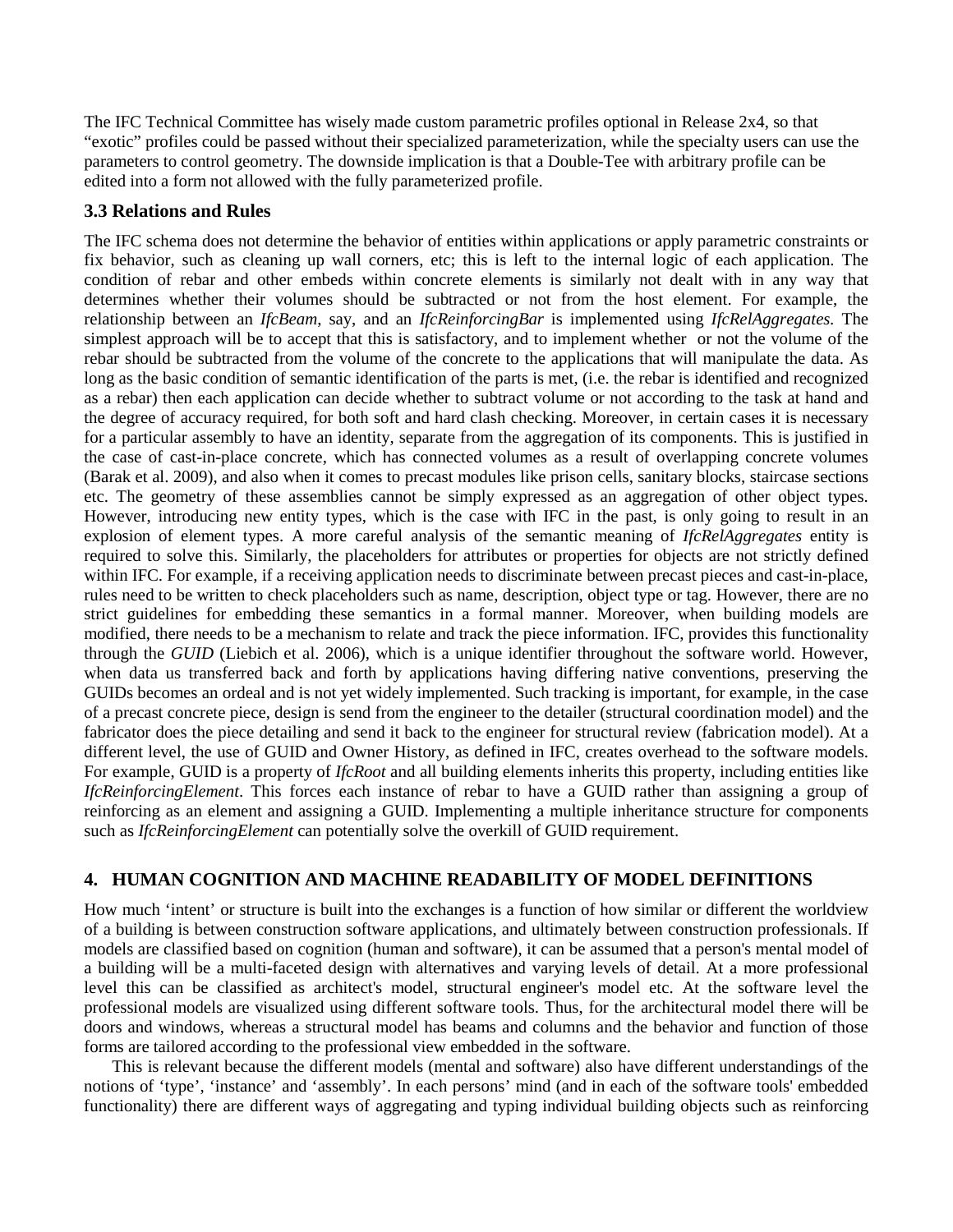The IFC Technical Committee has wisely made custom parametric profiles optional in Release 2x4, so that "exotic" profiles could be passed without their specialized parameterization, while the specialty users can use the parameters to control geometry. The downside implication is that a Double-Tee with arbitrary profile can be edited into a form not allowed with the fully parameterized profile.

### 3.3 Relations and Rules

The IFC schema does not determine the behavior of entities within applications or apply parametric constraints or fix behavior, such as cleaning up wall corners, etc; this is left to the internal logic of each application. The condition of rebar and other embeds within concrete elements is similarly not dealt with in any way that determines whether their volumes should be subtracted or not from the host element. For example, the relationship between an *IfcBeam*, say, and an *IfcReinforcingBar* is implemented using *IfcRelAggregates*. The simplest approach will be to accept that this is satisfactory, and to implement whether or not the volume of the rebar should be subtracted from the volume of the concrete to the applications that will manipulate the data. As long as the basic condition of semantic identification of the parts is met, (i.e. the rebar is identified and recognized as a rebar) then each application can decide whether to subtract volume or not according to the task at hand and the degree of accuracy required, for both soft and hard clash checking. Moreover, in certain cases it is necessary for a particular assembly to have an identity, separate from the aggregation of its components. This is justified in the case of cast-in-place concrete, which has connected volumes as a result of overlapping concrete volumes (Barak et al. 2009), and also when it comes to precast modules like prison cells, sanitary blocks, staircase sections etc. The geometry of these assemblies cannot be simply expressed as an aggregation of other object types. However, introducing new entity types, which is the case with IFC in the past, is only going to result in an explosion of element types. A more careful analysis of the semantic meaning of *IfcRelAggregates* entity is required to solve this. Similarly, the placeholders for attributes or properties for objects are not strictly defined within IFC. For example, if a receiving application needs to discriminate between precast pieces and cast-in-place, rules need to be written to check placeholders such as name, description, object type or tag. However, there are no strict guidelines for embedding these semantics in a formal manner. Moreover, when building models are modified, there needs to be a mechanism to relate and track the piece information. IFC, provides this functionality through the *GUID* (Liebich et al. 2006), which is a unique identifier throughout the software world. However, when data us transferred back and forth by applications having differing native conventions, preserving the GUIDs becomes an ordeal and is not yet widely implemented. Such tracking is important, for example, in the case of a precast concrete piece, design is send from the engineer to the detailer (structural coordination model) and the fabricator does the piece detailing and send it back to the engineer for structural review (fabrication model). At a different level, the use of GUID and Owner History, as defined in IFC, creates overhead to the software models. For example, GUID is a property of *IfcRoot* and all building elements inherits this property, including entities like *IfcReinforcingElement*. This forces each instance of rebar to have a GUID rather than assigning a group of reinforcing as an element and assigning a GUID. Implementing a multiple inheritance structure for components such as *IfcReinforcingElement* can potentially solve the overkill of GUID requirement.

## 4. HUMAN COGNITION AND MACHINE READABILITY OF MODEL DEFINITIONS

How much 'intent' or structure is built into the exchanges is a function of how similar or different the worldview of a building is between construction software applications, and ultimately between construction professionals. If models are classified based on cognition (human and software), it can be assumed that a person's mental model of a building will be a multi-faceted design with alternatives and varying levels of detail. At a more professional level this can be classified as architect's model, structural engineer's model etc. At the software level the professional models are visualized using different software tools. Thus, for the architectural model there will be doors and windows, whereas a structural model has beams and columns and the behavior and function of those forms are tailored according to the professional view embedded in the software.

This is relevant because the different models (mental and software) also have different understandings of the notions of 'type', 'instance' and 'assembly'. In each persons' mind (and in each of the software tools' embedded functionality) there are different ways of aggregating and typing individual building objects such as reinforcing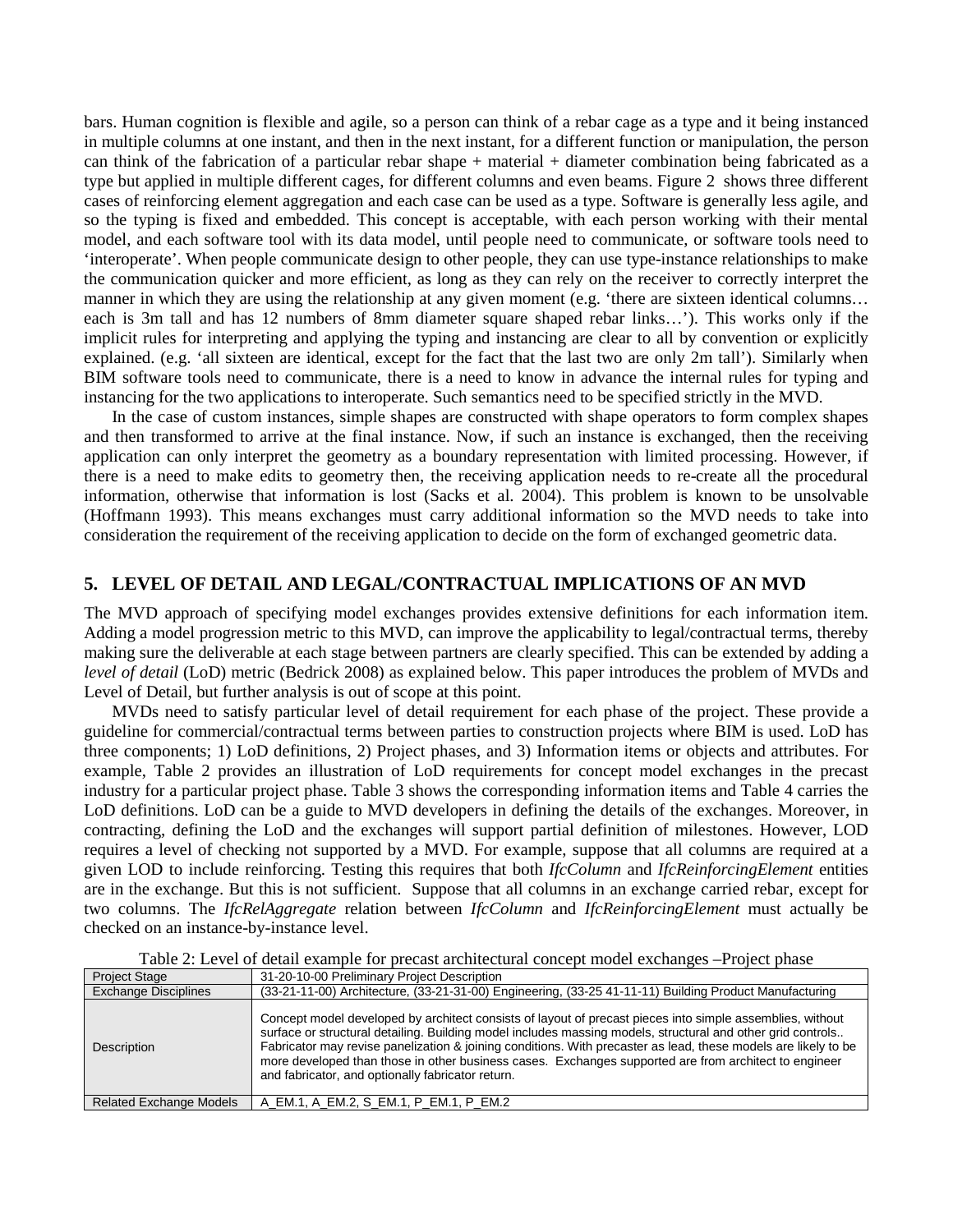bars. Human cognition is flexible and agile, so a person can think of a rebar cage as a type and it being instanced in multiple columns at one instant, and then in the next instant, for a different function or manipulation, the person can think of the fabrication of a particular rebar shape + material + diameter combination being fabricated as a type but applied in multiple different cages, for different columns and even beams. Figure 2 shows three different cases of reinforcing element aggregation and each case can be used as a type. Software is generally less agile, and so the typing is fixed and embedded. This concept is acceptable, with each person working with their mental model, and each software tool with its data model, until people need to communicate, or software tools need to 'interoperate'. When people communicate design to other people, they can use type-instance relationships to make the communication quicker and more efficient, as long as they can rely on the receiver to correctly interpret the manner in which they are using the relationship at any given moment (e.g. 'there are sixteen identical columns… each is 3m tall and has 12 numbers of 8mm diameter square shaped rebar links…'). This works only if the implicit rules for interpreting and applying the typing and instancing are clear to all by convention or explicitly explained. (e.g. 'all sixteen are identical, except for the fact that the last two are only 2m tall'). Similarly when BIM software tools need to communicate, there is a need to know in advance the internal rules for typing and instancing for the two applications to interoperate. Such semantics need to be specified strictly in the MVD.

In the case of custom instances, simple shapes are constructed with shape operators to form complex shapes and then transformed to arrive at the final instance. Now, if such an instance is exchanged, then the receiving application can only interpret the geometry as a boundary representation with limited processing. However, if there is a need to make edits to geometry then, the receiving application needs to re-create all the procedural information, otherwise that information is lost (Sacks et al. 2004). This problem is known to be unsolvable (Hoffmann 1993). This means exchanges must carry additional information so the MVD needs to take into consideration the requirement of the receiving application to decide on the form of exchanged geometric data.

## 5. LEVEL OF DETAIL AND LEGAL/CONTRACTUAL IMPLICATIONS OF AN MVD

The MVD approach of specifying model exchanges provides extensive definitions for each information item. Adding a model progression metric to this MVD, can improve the applicability to legal/contractual terms, thereby making sure the deliverable at each stage between partners are clearly specified. This can be extended by adding a *level of detail* (LoD) metric (Bedrick 2008) as explained below. This paper introduces the problem of MVDs and Level of Detail, but further analysis is out of scope at this point.

MVDs need to satisfy particular level of detail requirement for each phase of the project. These provide a guideline for commercial/contractual terms between parties to construction projects where BIM is used. LoD has three components; 1) LoD definitions, 2) Project phases, and 3) Information items or objects and attributes. For example, Table 2 provides an illustration of LoD requirements for concept model exchanges in the precast industry for a particular project phase. Table 3 shows the corresponding information items and Table 4 carries the LoD definitions. LoD can be a guide to MVD developers in defining the details of the exchanges. Moreover, in contracting, defining the LoD and the exchanges will support partial definition of milestones. However, LOD requires a level of checking not supported by a MVD. For example, suppose that all columns are required at a given LOD to include reinforcing. Testing this requires that both *IfcColumn* and *IfcReinforcingElement* entities are in the exchange. But this is not sufficient. Suppose that all columns in an exchange carried rebar, except for two columns. The *IfcRelAggregate* relation between *IfcColumn* and *IfcReinforcingElement* must actually be checked on an instance-by-instance level.

Table 2: Level of detail example for precast architectural concept model exchanges –Project phase

| Project Stage | 31-20-10-00 Preliminary Project Description |
|---|---|
| Exchange Disciplines | (33-21-11-00) Architecture, (33-21-31-00) Engineering, (33-25 41-11-11) Building Product Manufacturing |
| Description | Concept model developed by architect consists of layout of precast pieces into simple assemblies, without surface or structural detailing. Building model includes massing models, structural and other grid controls.. Fabricator may revise panelization & joining conditions. With precaster as lead, these models are likely to be more developed than those in other business cases. Exchanges supported are from architect to engineer and fabricator, and optionally fabricator return. |
| Related Exchange Models | A_EM.1, A_EM.2, S_EM.1, P_EM.1, P_EM.2 |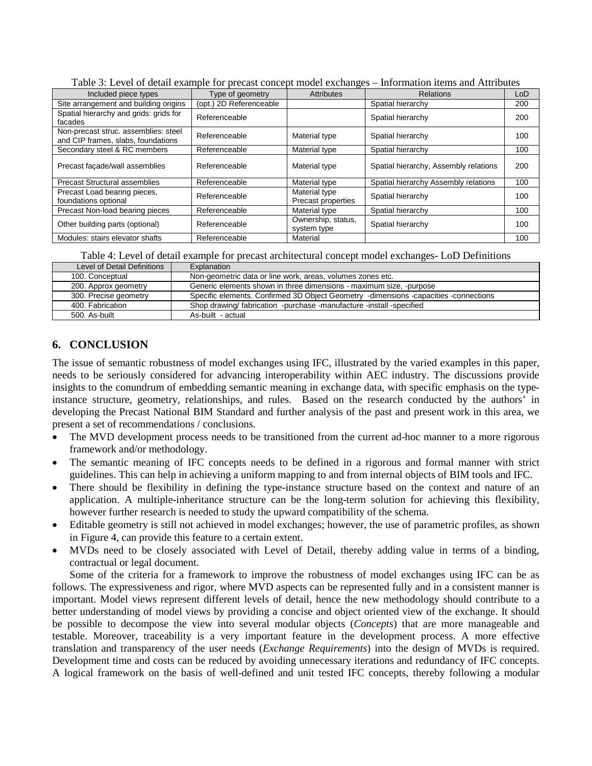Table 3: Level of detail example for precast concept model exchanges – Information items and Attributes

| Included piece types | Type of geometry | Attributes | Relations | LoD |
|---|---|---|---|---|
| Site arrangement and building origins | (opt.) 2D Referenceable | | Spatial hierarchy | 200 |
| Spatial hierarchy and grids: grids for facades | Referenceable | | Spatial hierarchy | 200 |
| Non-precast struc. assemblies: steel and CIP frames, slabs, foundations | Referenceable | Material type | Spatial hierarchy | 100 |
| Secondary steel & RC members | Referenceable | Material type | Spatial hierarchy | 100 |
| Precast façade/wall assemblies | Referenceable | Material type | Spatial hierarchy, Assembly relations | 200 |
| Precast Structural assemblies | Referenceable | Material type | Spatial hierarchy Assembly relations | 100 |
| Precast Load bearing pieces, foundations optional | Referenceable | Material type Precast properties | Spatial hierarchy | 100 |
| Precast Non-load bearing pieces | Referenceable | Material type | Spatial hierarchy | 100 |
| Other building parts (optional) | Referenceable | Ownership, status, system type | Spatial hierarchy | 100 |
| Modules: stairs elevator shafts | Referenceable | Material | | 100 |

Table 4: Level of detail example for precast architectural concept model exchanges- LoD Definitions

| Level of Detail Definitions | Explanation |
|---|---|
| 100. Conceptual | Non-geometric data or line work, areas, volumes zones etc. |
| 200. Approx geometry | Generic elements shown in three dimensions - maximum size, -purpose |
| 300. Precise geometry | Specific elements. Confirmed 3D Object Geometry -dimensions -capacities -connections |
| 400. Fabrication | Shop drawing/ fabrication -purchase -manufacture -install -specified |
| 500. As-built | As-built - actual |

## 6. CONCLUSION

The issue of semantic robustness of model exchanges using IFC, illustrated by the varied examples in this paper, needs to be seriously considered for advancing interoperability within AEC industry. The discussions provide insights to the conundrum of embedding semantic meaning in exchange data, with specific emphasis on the type-instance structure, geometry, relationships, and rules. Based on the research conducted by the authors' in developing the Precast National BIM Standard and further analysis of the past and present work in this area, we present a set of recommendations / conclusions.

- The MVD development process needs to be transitioned from the current ad-hoc manner to a more rigorous framework and/or methodology.
- The semantic meaning of IFC concepts needs to be defined in a rigorous and formal manner with strict guidelines. This can help in achieving a uniform mapping to and from internal objects of BIM tools and IFC.
- There should be flexibility in defining the type-instance structure based on the context and nature of an application. A multiple-inheritance structure can be the long-term solution for achieving this flexibility, however further research is needed to study the upward compatibility of the schema.
- Editable geometry is still not achieved in model exchanges; however, the use of parametric profiles, as shown in Figure 4, can provide this feature to a certain extent.
- MVDs need to be closely associated with Level of Detail, thereby adding value in terms of a binding, contractual or legal document.

Some of the criteria for a framework to improve the robustness of model exchanges using IFC can be as follows. The expressiveness and rigor, where MVD aspects can be represented fully and in a consistent manner is important. Model views represent different levels of detail, hence the new methodology should contribute to a better understanding of model views by providing a concise and object oriented view of the exchange. It should be possible to decompose the view into several modular objects (*Concepts*) that are more manageable and testable. Moreover, traceability is a very important feature in the development process. A more effective translation and transparency of the user needs (*Exchange Requirements*) into the design of MVDs is required. Development time and costs can be reduced by avoiding unnecessary iterations and redundancy of IFC concepts. A logical framework on the basis of well-defined and unit tested IFC concepts, thereby following a modular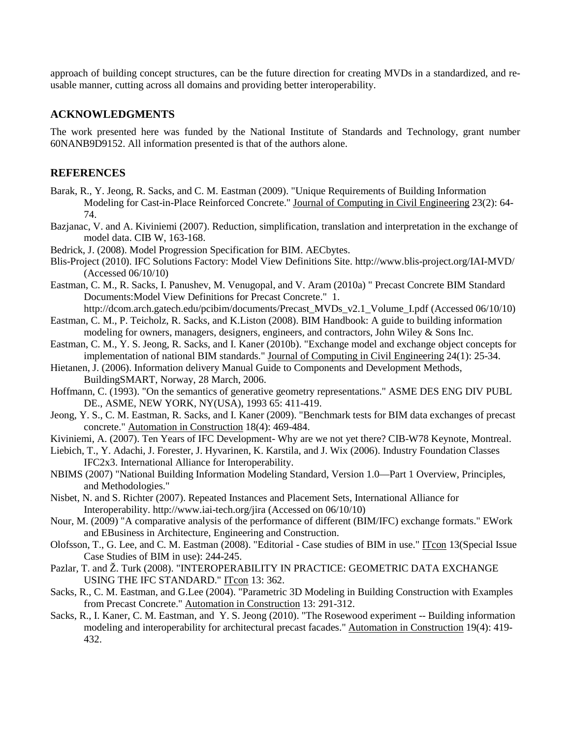approach of building concept structures, can be the future direction for creating MVDs in a standardized, and re-usable manner, cutting across all domains and providing better interoperability.

## ACKNOWLEDGMENTS

The work presented here was funded by the National Institute of Standards and Technology, grant number 60NANB9D9152. All information presented is that of the authors alone.

## REFERENCES

Barak, R., Y. Jeong, R. Sacks, and C. M. Eastman (2009). "Unique Requirements of Building Information Modeling for Cast-in-Place Reinforced Concrete." Journal of Computing in Civil Engineering 23(2): 64-74.

Bazjanac, V. and A. Kiviniemi (2007). Reduction, simplification, translation and interpretation in the exchange of model data. CIB W, 163-168.

Bedrick, J. (2008). Model Progression Specification for BIM. AECbytes.

Blis-Project (2010). IFC Solutions Factory: Model View Definitions Site. http://www.blis-project.org/IAI-MVD/ (Accessed 06/10/10)

Eastman, C. M., R. Sacks, I. Panushev, M. Venugopal, and V. Aram (2010a) " Precast Concrete BIM Standard Documents:Model View Definitions for Precast Concrete." 1. http://dcom.arch.gatech.edu/pcibim/documents/Precast_MVDs_v2.1_Volume_I.pdf (Accessed 06/10/10)

Eastman, C. M., P. Teicholz, R. Sacks, and K.Liston (2008). BIM Handbook: A guide to building information modeling for owners, managers, designers, engineers, and contractors, John Wiley & Sons Inc.

Eastman, C. M., Y. S. Jeong, R. Sacks, and I. Kaner (2010b). "Exchange model and exchange object concepts for implementation of national BIM standards." Journal of Computing in Civil Engineering 24(1): 25-34.

Hietanen, J. (2006). Information delivery Manual Guide to Components and Development Methods, BuildingSMART, Norway, 28 March, 2006.

Hoffmann, C. (1993). "On the semantics of generative geometry representations." ASME DES ENG DIV PUBL DE., ASME, NEW YORK, NY(USA), 1993 65: 411-419.

Jeong, Y. S., C. M. Eastman, R. Sacks, and I. Kaner (2009). "Benchmark tests for BIM data exchanges of precast concrete." Automation in Construction 18(4): 469-484.

Kiviniemi, A. (2007). Ten Years of IFC Development- Why are we not yet there? CIB-W78 Keynote, Montreal.

Liebich, T., Y. Adachi, J. Forester, J. Hyvarinen, K. Karstila, and J. Wix (2006). Industry Foundation Classes IFC2x3. International Alliance for Interoperability.

NBIMS (2007) "National Building Information Modeling Standard, Version 1.0—Part 1 Overview, Principles, and Methodologies."

Nisbet, N. and S. Richter (2007). Repeated Instances and Placement Sets, International Alliance for Interoperability. http://www.iai-tech.org/jira (Accessed on 06/10/10)

Nour, M. (2009) "A comparative analysis of the performance of different (BIM/IFC) exchange formats." EWork and EBusiness in Architecture, Engineering and Construction.

Olofsson, T., G. Lee, and C. M. Eastman (2008). "Editorial - Case studies of BIM in use." ITcon 13(Special Issue Case Studies of BIM in use): 244-245.

Pazlar, T. and Ž. Turk (2008). "INTEROPERABILITY IN PRACTICE: GEOMETRIC DATA EXCHANGE USING THE IFC STANDARD." ITcon 13: 362.

Sacks, R., C. M. Eastman, and G.Lee (2004). "Parametric 3D Modeling in Building Construction with Examples from Precast Concrete." Automation in Construction 13: 291-312.

Sacks, R., I. Kaner, C. M. Eastman, and Y. S. Jeong (2010). "The Rosewood experiment -- Building information modeling and interoperability for architectural precast facades." Automation in Construction 19(4): 419-432.